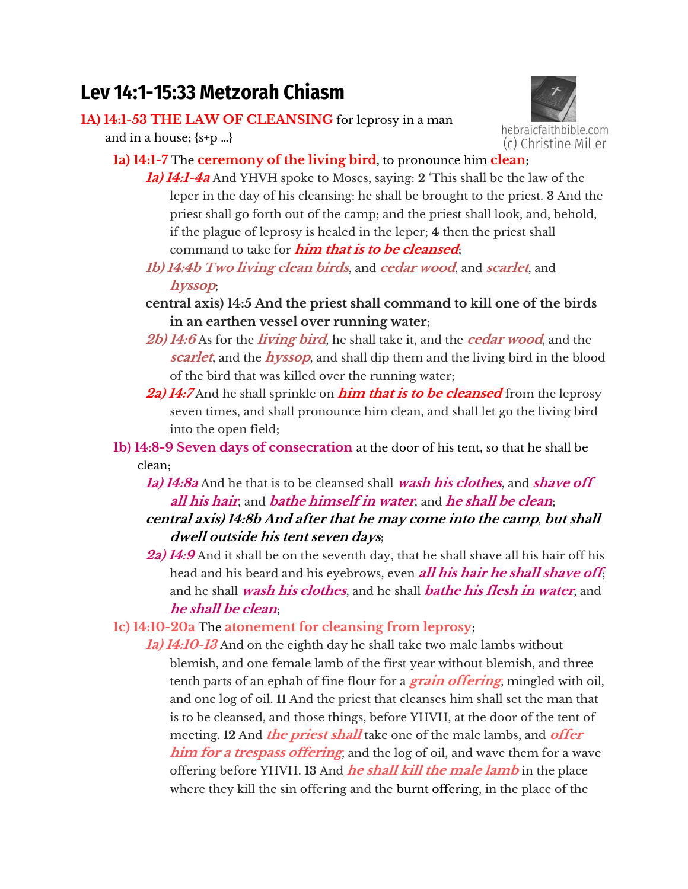# Lev 14:1-15:33 Metzorah Chiasm

hebraicfaithbible.com
(c) Christine Miller

**1A) 14:1-53 THE LAW OF CLEANSING** for leprosy in a man and in a house; {s+p ...}

- **1a) 14:1-7** The **ceremony of the living bird**, to pronounce him **clean**;
  - ***1a) 14:1-4a*** And YHVH spoke to Moses, saying: **2** 'This shall be the law of the leper in the day of his cleansing: he shall be brought to the priest. **3** And the priest shall go forth out of the camp; and the priest shall look, and, behold, if the plague of leprosy is healed in the leper; **4** then the priest shall command to take for ***him that is to be cleansed***;
  - ***1b) 14:4b Two living clean birds***, and ***cedar wood***, and ***scarlet***, and ***hyssop***;
  - **central axis) 14:5 And the priest shall command to kill one of the birds in an earthen vessel over running water**;
  - ***2b) 14:6*** As for the ***living bird***, he shall take it, and the ***cedar wood***, and the ***scarlet***, and the ***hyssop***, and shall dip them and the living bird in the blood of the bird that was killed over the running water;
  - ***2a) 14:7*** And he shall sprinkle on ***him that is to be cleansed*** from the leprosy seven times, and shall pronounce him clean, and shall let go the living bird into the open field;
- **1b) 14:8-9 Seven days of consecration** at the door of his tent, so that he shall be clean;
  - ***1a) 14:8a*** And he that is to be cleansed shall ***wash his clothes***, and ***shave off all his hair***, and ***bathe himself in water***, and ***he shall be clean***;
  - ***central axis) 14:8b And after that he may come into the camp, but shall dwell outside his tent seven days***;
  - ***2a) 14:9*** And it shall be on the seventh day, that he shall shave all his hair off his head and his beard and his eyebrows, even ***all his hair he shall shave off***; and he shall ***wash his clothes***, and he shall ***bathe his flesh in water***, and ***he shall be clean***;
- **1c) 14:10-20a** The **atonement for cleansing from leprosy**;
  - ***1a) 14:10-13*** And on the eighth day he shall take two male lambs without blemish, and one female lamb of the first year without blemish, and three tenth parts of an ephah of fine flour for a ***grain offering***, mingled with oil, and one log of oil. **11** And the priest that cleanses him shall set the man that is to be cleansed, and those things, before YHVH, at the door of the tent of meeting. **12** And ***the priest shall*** take one of the male lambs, and ***offer him for a trespass offering***, and the log of oil, and wave them for a wave offering before YHVH. **13** And ***he shall kill the male lamb*** in the place where they kill the sin offering and the burnt offering, in the place of the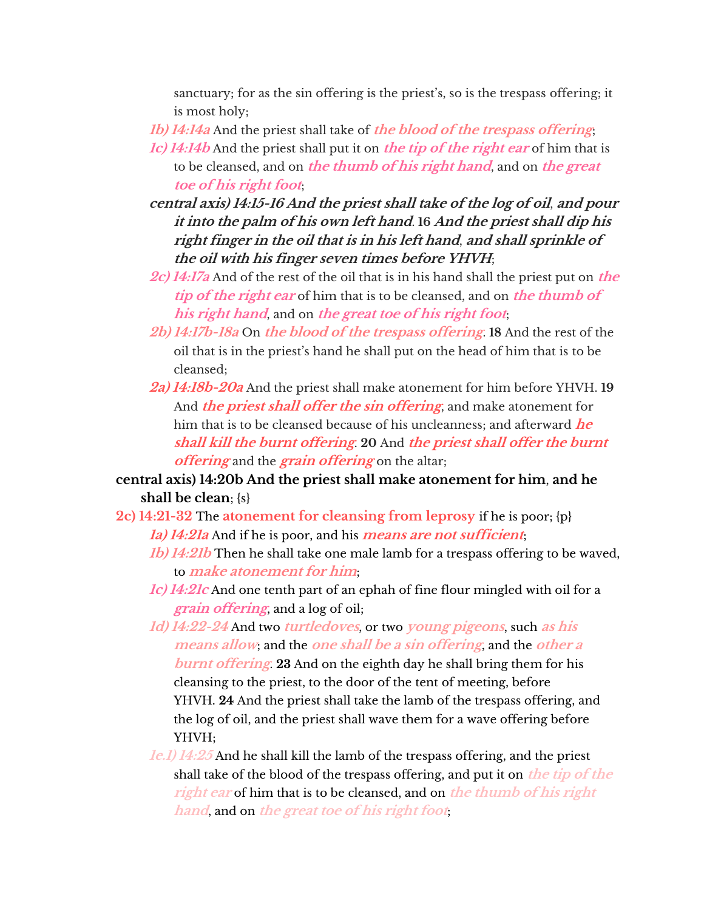sanctuary; for as the sin offering is the priest's, so is the trespass offering; it is most holy;

*1b) 14:14a* And the priest shall take of ***the blood of the trespass offering***;

*1c) 14:14b* And the priest shall put it on ***the tip of the right ear*** of him that is to be cleansed, and on ***the thumb of his right hand***, and on ***the great toe of his right foot***;

***central axis) 14:15-16 And the priest shall take of the log of oil, and pour it into the palm of his own left hand.* 16 *And the priest shall dip his right finger in the oil that is in his left hand, and shall sprinkle of the oil with his finger seven times before YHVH***;

*2c) 14:17a* And of the rest of the oil that is in his hand shall the priest put on ***the tip of the right ear*** of him that is to be cleansed, and on ***the thumb of his right hand***, and on ***the great toe of his right foot***;

*2b) 14:17b-18a* On ***the blood of the trespass offering***. **18** And the rest of the oil that is in the priest's hand he shall put on the head of him that is to be cleansed;

***2a) 14:18b-20a*** And the priest shall make atonement for him before YHVH. **19** And ***the priest shall offer the sin offering***, and make atonement for him that is to be cleansed because of his uncleanness; and afterward ***he shall kill the burnt offering***. **20** And ***the priest shall offer the burnt offering*** and the ***grain offering*** on the altar;

**central axis) 14:20b And the priest shall make atonement for him, and he shall be clean**; {s}

**2c) 14:21-32** The **atonement for cleansing from leprosy** if he is poor; {p}

*1a) 14:21a* And if he is poor, and his ***means are not sufficient***;

*1b) 14:21b* Then he shall take one male lamb for a trespass offering to be waved, to ***make atonement for him***;

*1c) 14:21c* And one tenth part of an ephah of fine flour mingled with oil for a ***grain offering***, and a log of oil;

*1d) 14:22-24* And two ***turtledoves***, or two ***young pigeons***, such ***as his means allow***; and the ***one shall be a sin offering***, and the ***other a burnt offering***. **23** And on the eighth day he shall bring them for his cleansing to the priest, to the door of the tent of meeting, before YHVH. **24** And the priest shall take the lamb of the trespass offering, and the log of oil, and the priest shall wave them for a wave offering before YHVH;

*1e.1) 14:25* And he shall kill the lamb of the trespass offering, and the priest shall take of the blood of the trespass offering, and put it on ***the tip of the right ear*** of him that is to be cleansed, and on ***the thumb of his right hand***, and on ***the great toe of his right foot***;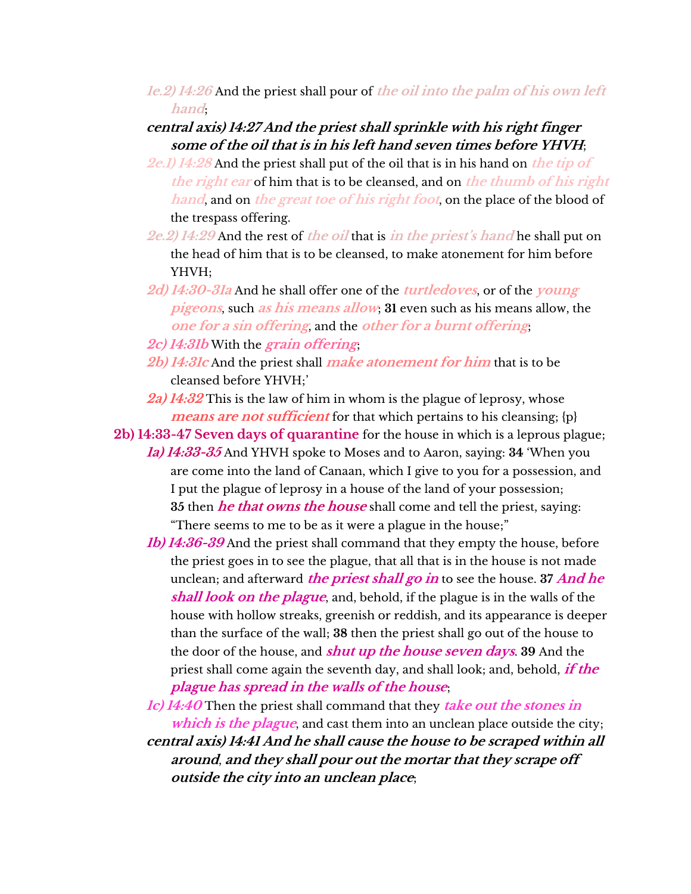*1e.2) 14:26* And the priest shall pour of ***the oil into the palm of his own left hand***;

***central axis) 14:27 And the priest shall sprinkle with his right finger some of the oil that is in his left hand seven times before YHVH***;

*2e.1) 14:28* And the priest shall put of the oil that is in his hand on ***the tip of the right ear*** of him that is to be cleansed, and on ***the thumb of his right hand***, and on ***the great toe of his right foot***, on the place of the blood of the trespass offering.

*2e.2) 14:29* And the rest of ***the oil*** that is ***in the priest's hand*** he shall put on the head of him that is to be cleansed, to make atonement for him before YHVH;

*2d) 14:30-31a* And he shall offer one of the ***turtledoves***, or of the ***young pigeons***, such ***as his means allow***; **31** even such as his means allow, the ***one for a sin offering***, and the ***other for a burnt offering***;

*2c) 14:31b* With the ***grain offering***;

*2b) 14:31c* And the priest shall ***make atonement for him*** that is to be cleansed before YHVH;'

*2a) 14:32* This is the law of him in whom is the plague of leprosy, whose ***means are not sufficient*** for that which pertains to his cleansing; {p}

**2b) 14:33-47 Seven days of quarantine** for the house in which is a leprous plague;

*1a) 14:33-35* And YHVH spoke to Moses and to Aaron, saying: **34** 'When you are come into the land of Canaan, which I give to you for a possession, and I put the plague of leprosy in a house of the land of your possession; **35** then ***he that owns the house*** shall come and tell the priest, saying: "There seems to me to be as it were a plague in the house;"

*1b) 14:36-39* And the priest shall command that they empty the house, before the priest goes in to see the plague, that all that is in the house is not made unclean; and afterward ***the priest shall go in*** to see the house. **37** ***And he shall look on the plague***, and, behold, if the plague is in the walls of the house with hollow streaks, greenish or reddish, and its appearance is deeper than the surface of the wall; **38** then the priest shall go out of the house to the door of the house, and ***shut up the house seven days***. **39** And the priest shall come again the seventh day, and shall look; and, behold, ***if the plague has spread in the walls of the house***;

*1c) 14:40* Then the priest shall command that they ***take out the stones in which is the plague***, and cast them into an unclean place outside the city;

***central axis) 14:41 And he shall cause the house to be scraped within all around, and they shall pour out the mortar that they scrape off outside the city into an unclean place***;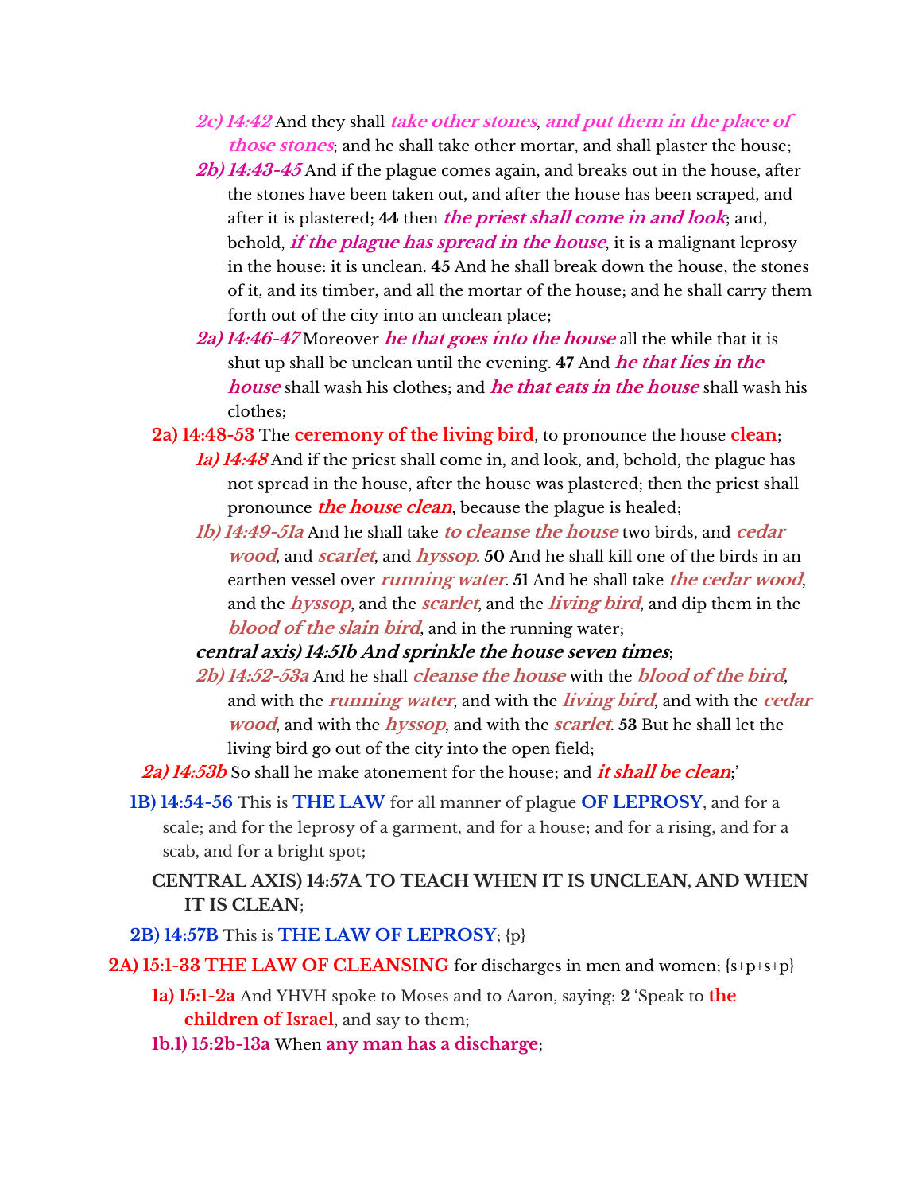- ***2c) 14:42*** And they shall ***take other stones***, ***and put them in the place of those stones***; and he shall take other mortar, and shall plaster the house;
- ***2b) 14:43-45*** And if the plague comes again, and breaks out in the house, after the stones have been taken out, and after the house has been scraped, and after it is plastered; **44** then ***the priest shall come in and look***; and, behold, ***if the plague has spread in the house***, it is a malignant leprosy in the house: it is unclean. **45** And he shall break down the house, the stones of it, and its timber, and all the mortar of the house; and he shall carry them forth out of the city into an unclean place;
- ***2a) 14:46-47*** Moreover ***he that goes into the house*** all the while that it is shut up shall be unclean until the evening. **47** And ***he that lies in the house*** shall wash his clothes; and ***he that eats in the house*** shall wash his clothes;

**2a) 14:48-53** The **ceremony of the living bird**, to pronounce the house **clean**;

- ***1a) 14:48*** And if the priest shall come in, and look, and, behold, the plague has not spread in the house, after the house was plastered; then the priest shall pronounce ***the house clean***, because the plague is healed;
- ***1b) 14:49-51a*** And he shall take ***to cleanse the house*** two birds, and ***cedar wood***, and ***scarlet***, and ***hyssop***. **50** And he shall kill one of the birds in an earthen vessel over ***running water***. **51** And he shall take ***the cedar wood***, and the ***hyssop***, and the ***scarlet***, and the ***living bird***, and dip them in the ***blood of the slain bird***, and in the running water;
- ***central axis) 14:51b And sprinkle the house seven times***;
- ***2b) 14:52-53a*** And he shall ***cleanse the house*** with the ***blood of the bird***, and with the ***running water***, and with the ***living bird***, and with the ***cedar wood***, and with the ***hyssop***, and with the ***scarlet***. **53** But he shall let the living bird go out of the city into the open field;

***2a) 14:53b*** So shall he make atonement for the house; and ***it shall be clean***;'

**1B) 14:54-56** This is **THE LAW** for all manner of plague **OF LEPROSY**, and for a scale; and for the leprosy of a garment, and for a house; and for a rising, and for a scab, and for a bright spot;

**CENTRAL AXIS) 14:57A TO TEACH WHEN IT IS UNCLEAN, AND WHEN IT IS CLEAN**;

**2B) 14:57B** This is **THE LAW OF LEPROSY**; {p}

**2A) 15:1-33 THE LAW OF CLEANSING** for discharges in men and women; {s+p+s+p}

**1a) 15:1-2a** And YHVH spoke to Moses and to Aaron, saying: **2** 'Speak to **the children of Israel**, and say to them;

**1b.1) 15:2b-13a** When **any man has a discharge**;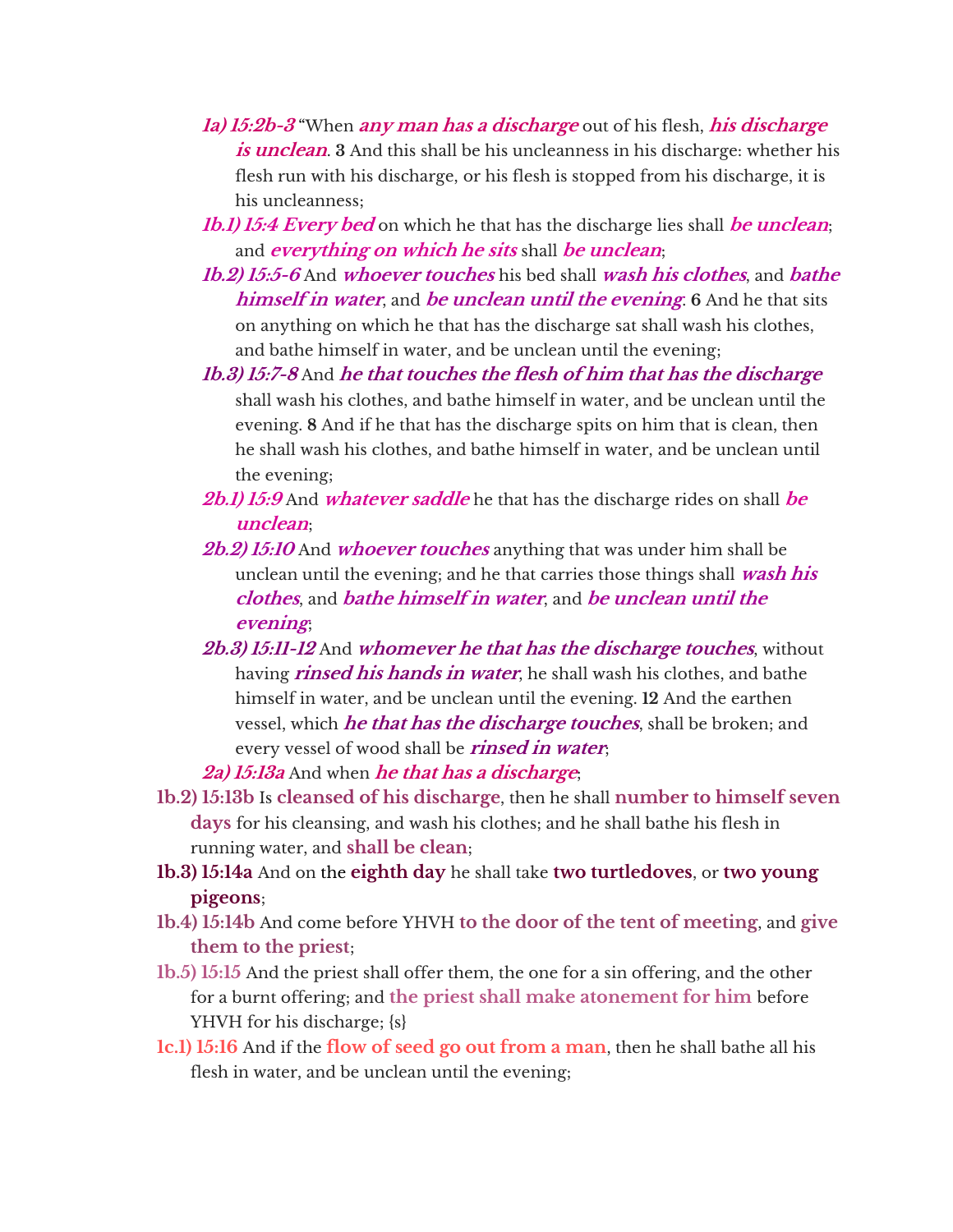- ***1a) 15:2b-3*** "When ***any man has a discharge*** out of his flesh, ***his discharge is unclean***. **3** And this shall be his uncleanness in his discharge: whether his flesh run with his discharge, or his flesh is stopped from his discharge, it is his uncleanness;
- ***1b.1) 15:4 Every bed*** on which he that has the discharge lies shall ***be unclean***; and ***everything on which he sits*** shall ***be unclean***;
- ***1b.2) 15:5-6*** And ***whoever touches*** his bed shall ***wash his clothes***, and ***bathe himself in water***, and ***be unclean until the evening***: **6** And he that sits on anything on which he that has the discharge sat shall wash his clothes, and bathe himself in water, and be unclean until the evening;
- ***1b.3) 15:7-8*** And ***he that touches the flesh of him that has the discharge*** shall wash his clothes, and bathe himself in water, and be unclean until the evening. **8** And if he that has the discharge spits on him that is clean, then he shall wash his clothes, and bathe himself in water, and be unclean until the evening;
- ***2b.1) 15:9*** And ***whatever saddle*** he that has the discharge rides on shall ***be unclean***;
- ***2b.2) 15:10*** And ***whoever touches*** anything that was under him shall be unclean until the evening; and he that carries those things shall ***wash his clothes***, and ***bathe himself in water***, and ***be unclean until the evening***;
- ***2b.3) 15:11-12*** And ***whomever he that has the discharge touches***, without having ***rinsed his hands in water***, he shall wash his clothes, and bathe himself in water, and be unclean until the evening. **12** And the earthen vessel, which ***he that has the discharge touches***, shall be broken; and every vessel of wood shall be ***rinsed in water***;
- ***2a) 15:13a*** And when ***he that has a discharge***;

**1b.2) 15:13b** Is **cleansed of his discharge**, then he shall **number to himself seven days** for his cleansing, and wash his clothes; and he shall bathe his flesh in running water, and **shall be clean**;

**1b.3) 15:14a** And on the **eighth day** he shall take **two turtledoves**, or **two young pigeons**;

**1b.4) 15:14b** And come before YHVH **to the door of the tent of meeting**, and **give them to the priest**;

**1b.5) 15:15** And the priest shall offer them, the one for a sin offering, and the other for a burnt offering; and **the priest shall make atonement for him** before YHVH for his discharge; {s}

**1c.1) 15:16** And if the **flow of seed go out from a man**, then he shall bathe all his flesh in water, and be unclean until the evening;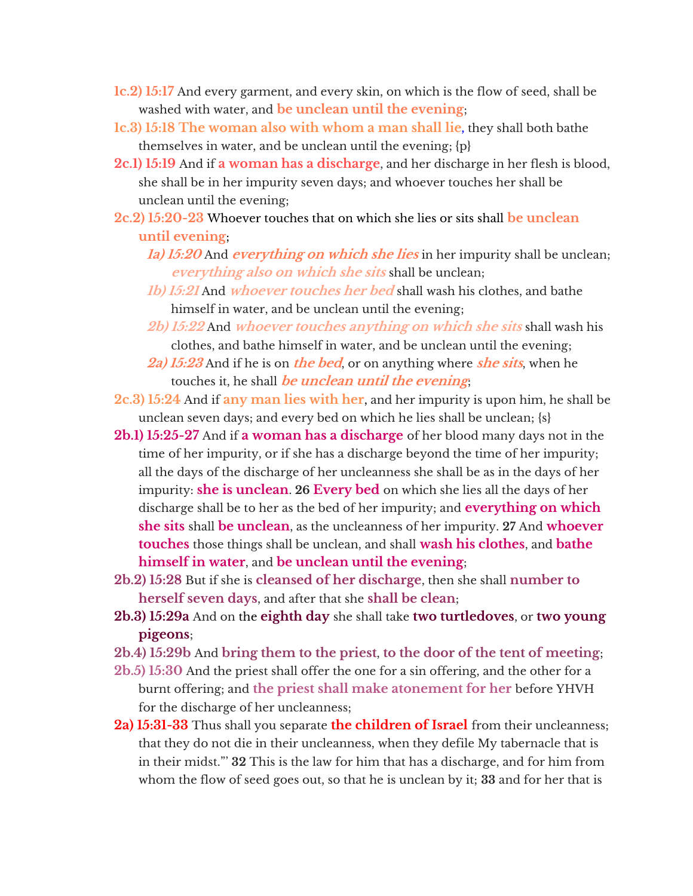**1c.2) 15:17** And every garment, and every skin, on which is the flow of seed, shall be washed with water, and **be unclean until the evening**;

**1c.3) 15:18 The woman also with whom a man shall lie**, they shall both bathe themselves in water, and be unclean until the evening; {p}

**2c.1) 15:19** And if **a woman has a discharge**, and her discharge in her flesh is blood, she shall be in her impurity seven days; and whoever touches her shall be unclean until the evening;

**2c.2) 15:20-23** Whoever touches that on which she lies or sits shall **be unclean until evening**;

- ***1a) 15:20*** And ***everything on which she lies*** in her impurity shall be unclean; ***everything also on which she sits*** shall be unclean;
- ***1b) 15:21*** And ***whoever touches her bed*** shall wash his clothes, and bathe himself in water, and be unclean until the evening;
- ***2b) 15:22*** And ***whoever touches anything on which she sits*** shall wash his clothes, and bathe himself in water, and be unclean until the evening;
- ***2a) 15:23*** And if he is on ***the bed***, or on anything where ***she sits***, when he touches it, he shall ***be unclean until the evening***;

**2c.3) 15:24** And if **any man lies with her**, and her impurity is upon him, he shall be unclean seven days; and every bed on which he lies shall be unclean; {s}

**2b.1) 15:25-27** And if **a woman has a discharge** of her blood many days not in the time of her impurity, or if she has a discharge beyond the time of her impurity; all the days of the discharge of her uncleanness she shall be as in the days of her impurity: **she is unclean**. **26 Every bed** on which she lies all the days of her discharge shall be to her as the bed of her impurity; and **everything on which she sits** shall **be unclean**, as the uncleanness of her impurity. **27** And **whoever touches** those things shall be unclean, and shall **wash his clothes**, and **bathe himself in water**, and **be unclean until the evening**;

**2b.2) 15:28** But if she is **cleansed of her discharge**, then she shall **number to herself seven days**, and after that she **shall be clean**;

**2b.3) 15:29a** And on the **eighth day** she shall take **two turtledoves**, or **two young pigeons**;

**2b.4) 15:29b** And **bring them to the priest**, **to the door of the tent of meeting**;

**2b.5) 15:30** And the priest shall offer the one for a sin offering, and the other for a burnt offering; and **the priest shall make atonement for her** before YHVH for the discharge of her uncleanness;

**2a) 15:31-33** Thus shall you separate **the children of Israel** from their uncleanness; that they do not die in their uncleanness, when they defile My tabernacle that is in their midst.'" **32** This is the law for him that has a discharge, and for him from whom the flow of seed goes out, so that he is unclean by it; **33** and for her that is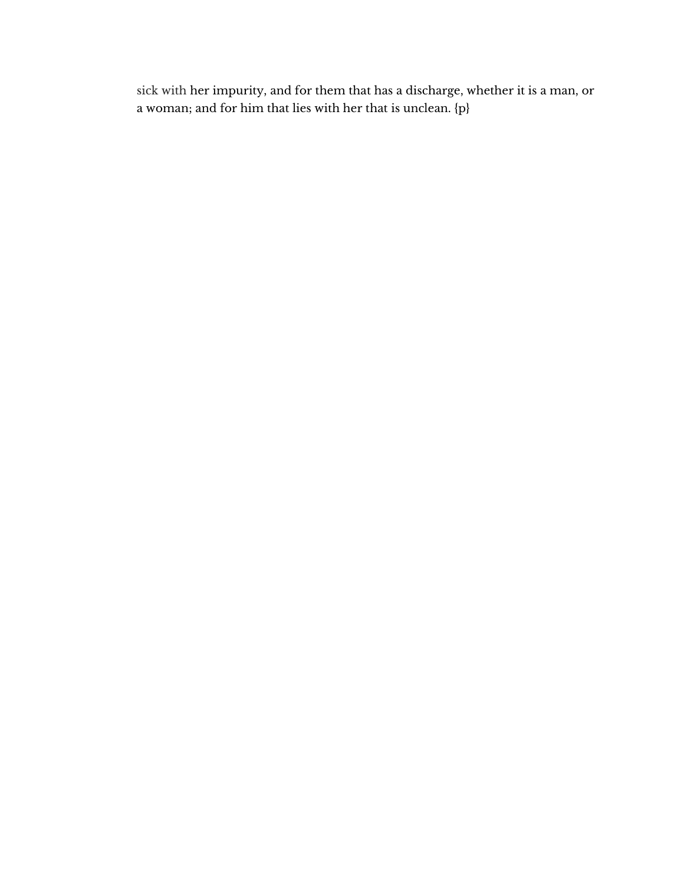sick with her impurity, and for them that has a discharge, whether it is a man, or a woman; and for him that lies with her that is unclean. {p}